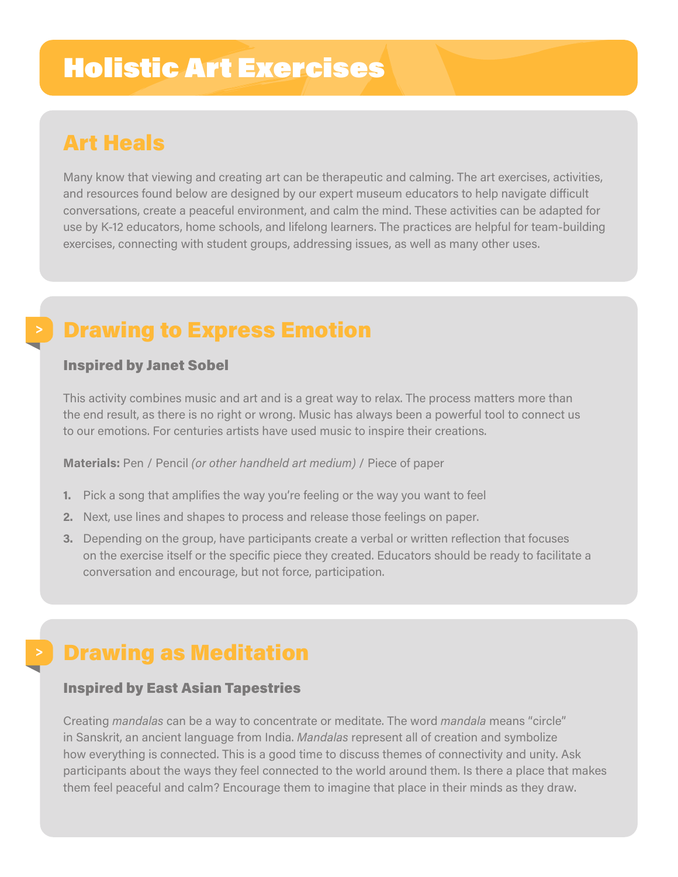# Holistic Art Exercises

## Art Heals

Many know that viewing and creating art can be therapeutic and calming. The art exercises, activities, and resources found below are designed by our expert museum educators to help navigate difficult conversations, create a peaceful environment, and calm the mind. These activities can be adapted for use by K-12 educators, home schools, and lifelong learners. The practices are helpful for team-building exercises, connecting with student groups, addressing issues, as well as many other uses.

## Drawing to Express Emotion

### Inspired by Janet Sobel

This activity combines music and art and is a great way to relax. The process matters more than the end result, as there is no right or wrong. Music has always been a powerful tool to connect us to our emotions. For centuries artists have used music to inspire their creations.

**Materials:** Pen / Pencil *(or other handheld art medium)* / Piece of paper

1. Pick a song that amplifies the way you're feeling or the way you want to feel
2. Next, use lines and shapes to process and release those feelings on paper.
3. Depending on the group, have participants create a verbal or written reflection that focuses on the exercise itself or the specific piece they created. Educators should be ready to facilitate a conversation and encourage, but not force, participation.

## Drawing as Meditation

### Inspired by East Asian Tapestries

Creating *mandalas* can be a way to concentrate or meditate. The word *mandala* means "circle" in Sanskrit, an ancient language from India. *Mandalas* represent all of creation and symbolize how everything is connected. This is a good time to discuss themes of connectivity and unity. Ask participants about the ways they feel connected to the world around them. Is there a place that makes them feel peaceful and calm? Encourage them to imagine that place in their minds as they draw.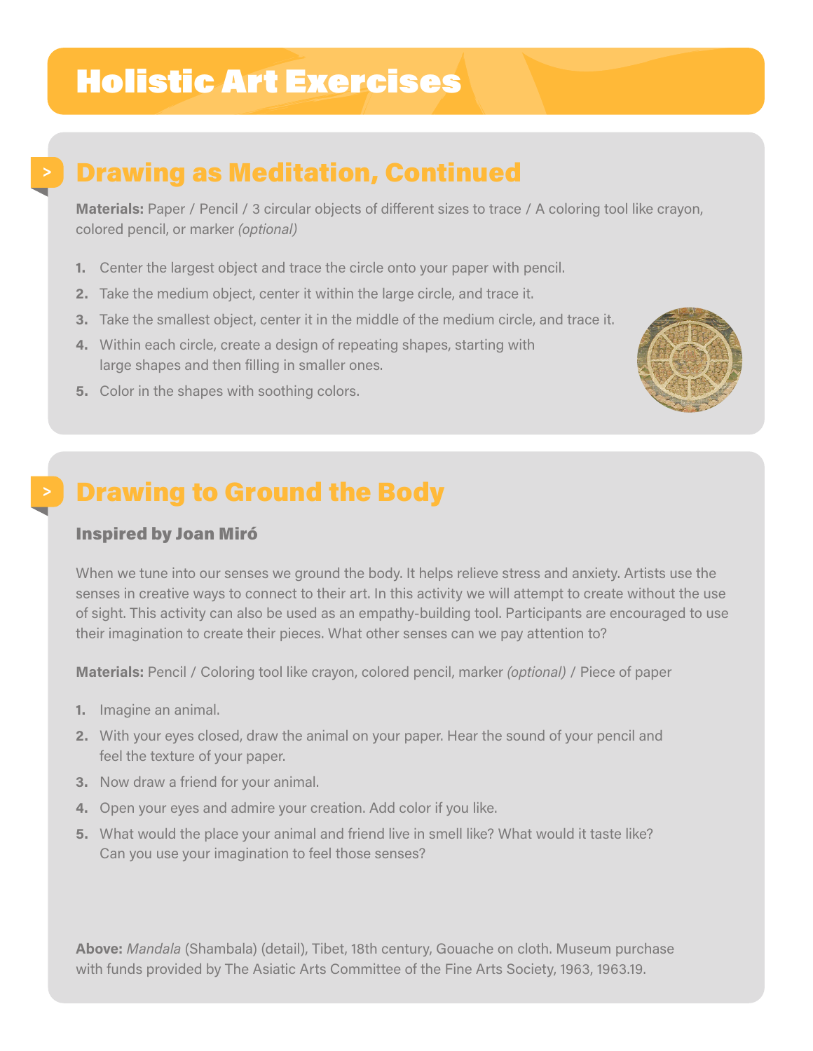# Holistic Art Exercises

## Drawing as Meditation, Continued

**Materials:** Paper / Pencil / 3 circular objects of different sizes to trace / A coloring tool like crayon, colored pencil, or marker *(optional)*

1. Center the largest object and trace the circle onto your paper with pencil.
2. Take the medium object, center it within the large circle, and trace it.
3. Take the smallest object, center it in the middle of the medium circle, and trace it.
4. Within each circle, create a design of repeating shapes, starting with large shapes and then filling in smaller ones.
5. Color in the shapes with soothing colors.

## Drawing to Ground the Body

### Inspired by Joan Miró

When we tune into our senses we ground the body. It helps relieve stress and anxiety. Artists use the senses in creative ways to connect to their art. In this activity we will attempt to create without the use of sight. This activity can also be used as an empathy-building tool. Participants are encouraged to use their imagination to create their pieces. What other senses can we pay attention to?

**Materials:** Pencil / Coloring tool like crayon, colored pencil, marker *(optional)* / Piece of paper

1. Imagine an animal.
2. With your eyes closed, draw the animal on your paper. Hear the sound of your pencil and feel the texture of your paper.
3. Now draw a friend for your animal.
4. Open your eyes and admire your creation. Add color if you like.
5. What would the place your animal and friend live in smell like? What would it taste like? Can you use your imagination to feel those senses?

**Above:** *Mandala* (Shambala) (detail), Tibet, 18th century, Gouache on cloth. Museum purchase with funds provided by The Asiatic Arts Committee of the Fine Arts Society, 1963, 1963.19.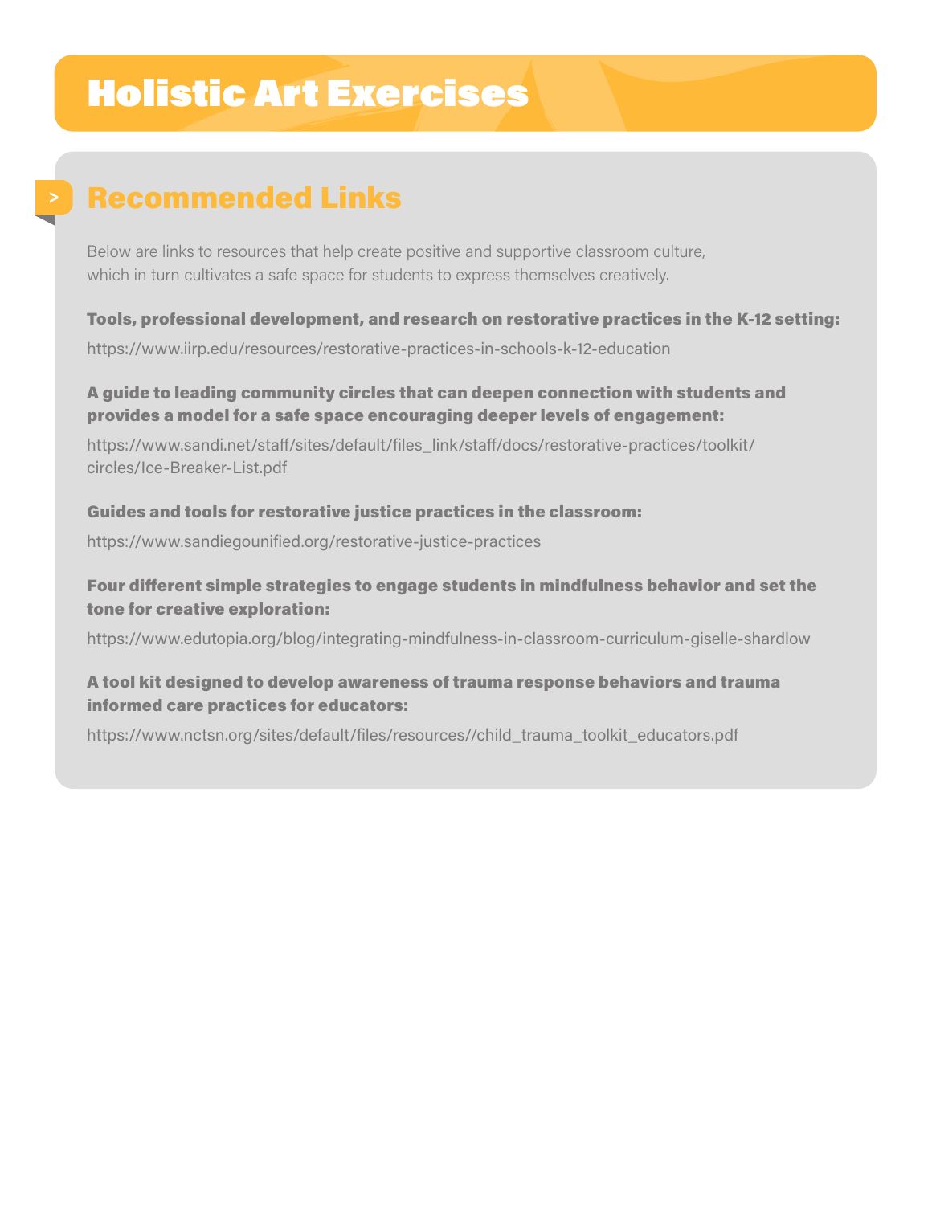# Holistic Art Exercises

## Recommended Links

Below are links to resources that help create positive and supportive classroom culture, which in turn cultivates a safe space for students to express themselves creatively.

**Tools, professional development, and research on restorative practices in the K-12 setting:**

https://www.iirp.edu/resources/restorative-practices-in-schools-k-12-education

**A guide to leading community circles that can deepen connection with students and provides a model for a safe space encouraging deeper levels of engagement:**

https://www.sandi.net/staff/sites/default/files_link/staff/docs/restorative-practices/toolkit/circles/Ice-Breaker-List.pdf

**Guides and tools for restorative justice practices in the classroom:**

https://www.sandiegounified.org/restorative-justice-practices

**Four different simple strategies to engage students in mindfulness behavior and set the tone for creative exploration:**

https://www.edutopia.org/blog/integrating-mindfulness-in-classroom-curriculum-giselle-shardlow

**A tool kit designed to develop awareness of trauma response behaviors and trauma informed care practices for educators:**

https://www.nctsn.org/sites/default/files/resources//child_trauma_toolkit_educators.pdf